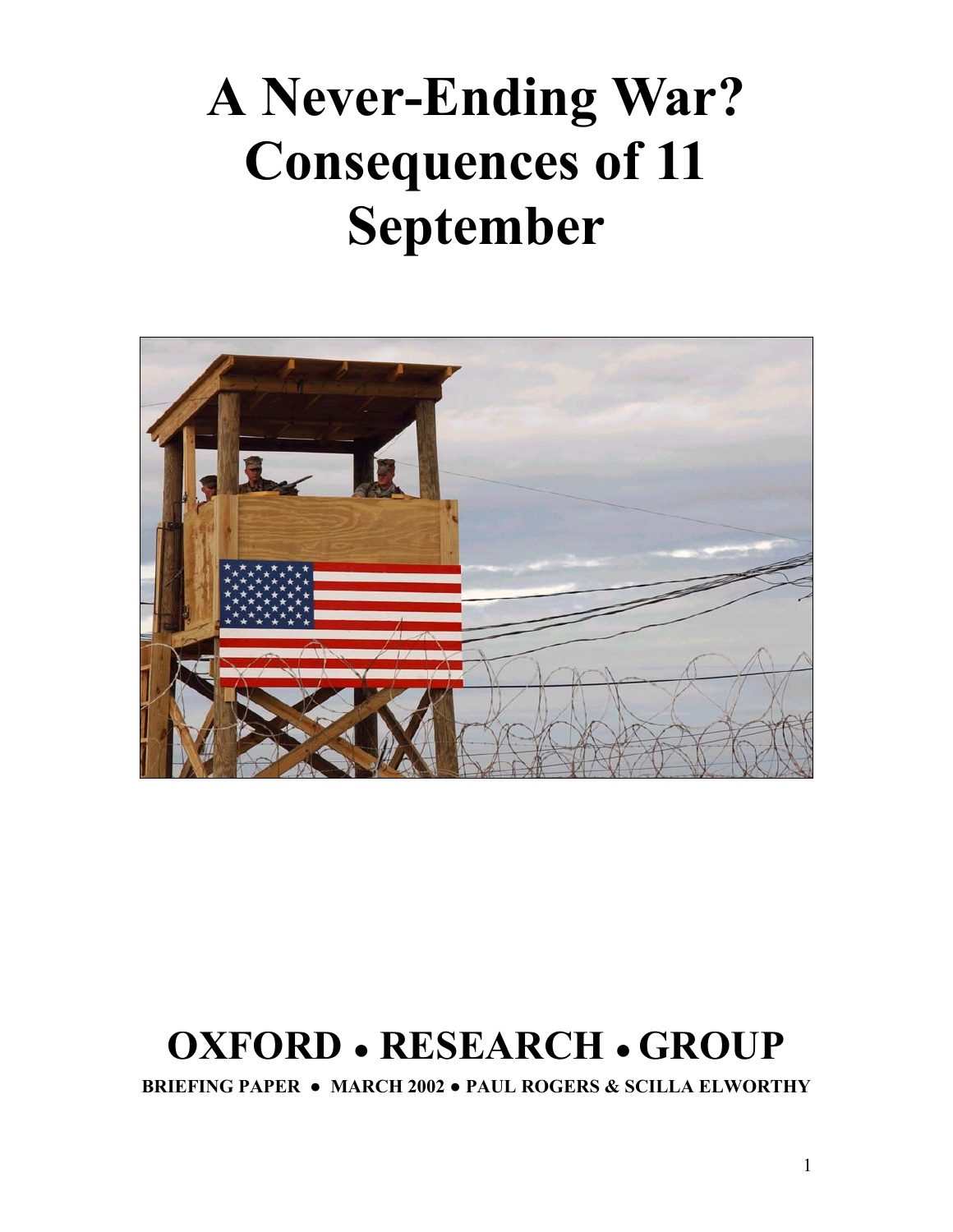# A Never-Ending War? Consequences of 11 September

# OXFORD • RESEARCH • GROUP

**BRIEFING PAPER • MARCH 2002 • PAUL ROGERS & SCILLA ELWORTHY**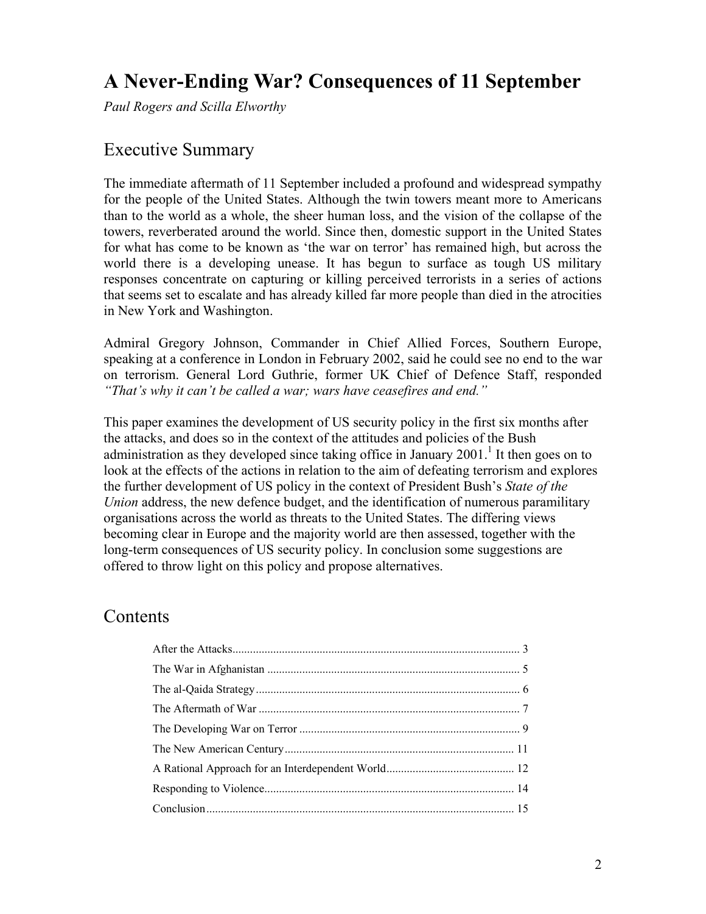# A Never-Ending War? Consequences of 11 September

*Paul Rogers and Scilla Elworthy*

## Executive Summary

The immediate aftermath of 11 September included a profound and widespread sympathy for the people of the United States. Although the twin towers meant more to Americans than to the world as a whole, the sheer human loss, and the vision of the collapse of the towers, reverberated around the world. Since then, domestic support in the United States for what has come to be known as 'the war on terror' has remained high, but across the world there is a developing unease. It has begun to surface as tough US military responses concentrate on capturing or killing perceived terrorists in a series of actions that seems set to escalate and has already killed far more people than died in the atrocities in New York and Washington.

Admiral Gregory Johnson, Commander in Chief Allied Forces, Southern Europe, speaking at a conference in London in February 2002, said he could see no end to the war on terrorism. General Lord Guthrie, former UK Chief of Defence Staff, responded *"That's why it can't be called a war; wars have ceasefires and end."*

This paper examines the development of US security policy in the first six months after the attacks, and does so in the context of the attitudes and policies of the Bush administration as they developed since taking office in January 2001.[1] It then goes on to look at the effects of the actions in relation to the aim of defeating terrorism and explores the further development of US policy in the context of President Bush's *State of the Union* address, the new defence budget, and the identification of numerous paramilitary organisations across the world as threats to the United States. The differing views becoming clear in Europe and the majority world are then assessed, together with the long-term consequences of US security policy. In conclusion some suggestions are offered to throw light on this policy and propose alternatives.

## Contents

- After the Attacks .......... 3
- The War in Afghanistan .......... 5
- The al-Qaida Strategy .......... 6
- The Aftermath of War .......... 7
- The Developing War on Terror .......... 9
- The New American Century .......... 11
- A Rational Approach for an Interdependent World .......... 12
- Responding to Violence .......... 14
- Conclusion .......... 15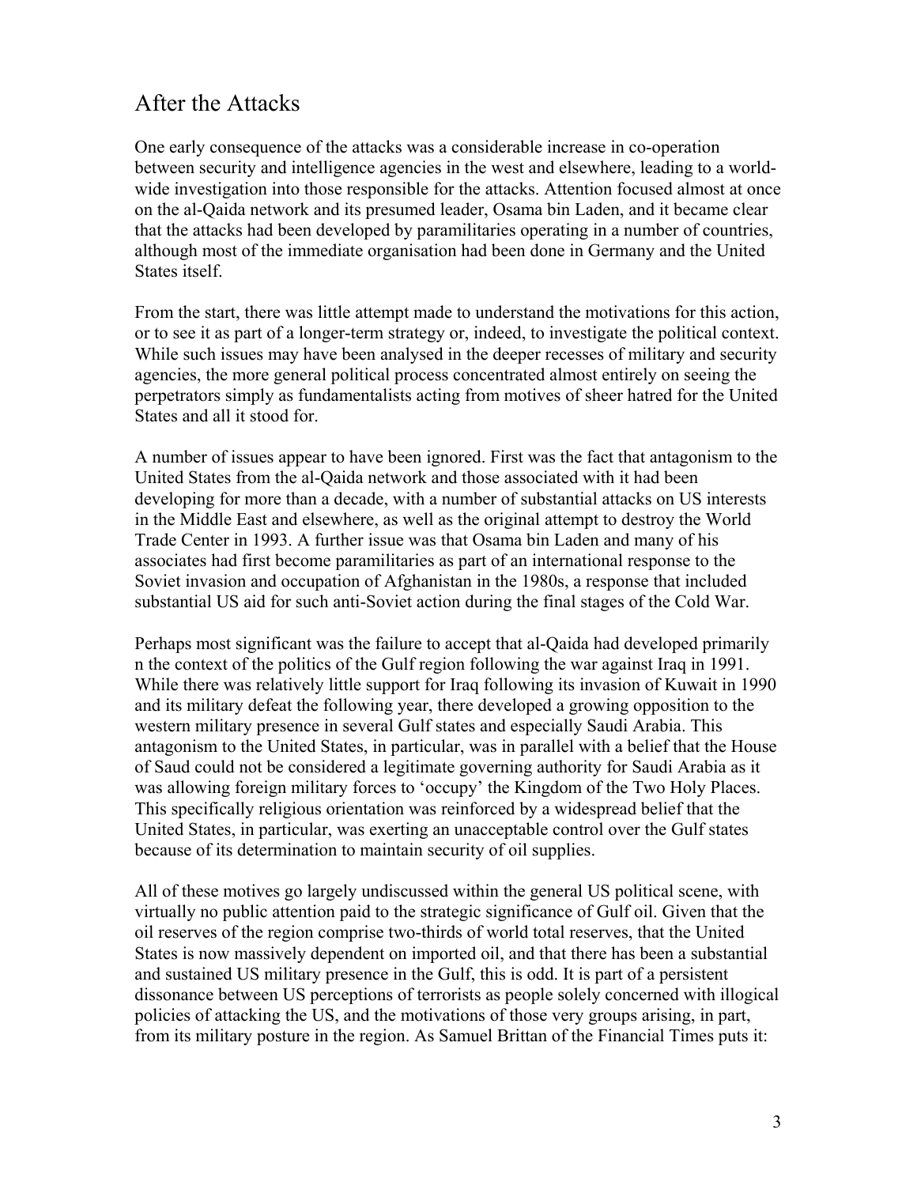## After the Attacks

One early consequence of the attacks was a considerable increase in co-operation between security and intelligence agencies in the west and elsewhere, leading to a world-wide investigation into those responsible for the attacks. Attention focused almost at once on the al-Qaida network and its presumed leader, Osama bin Laden, and it became clear that the attacks had been developed by paramilitaries operating in a number of countries, although most of the immediate organisation had been done in Germany and the United States itself.

From the start, there was little attempt made to understand the motivations for this action, or to see it as part of a longer-term strategy or, indeed, to investigate the political context. While such issues may have been analysed in the deeper recesses of military and security agencies, the more general political process concentrated almost entirely on seeing the perpetrators simply as fundamentalists acting from motives of sheer hatred for the United States and all it stood for.

A number of issues appear to have been ignored. First was the fact that antagonism to the United States from the al-Qaida network and those associated with it had been developing for more than a decade, with a number of substantial attacks on US interests in the Middle East and elsewhere, as well as the original attempt to destroy the World Trade Center in 1993. A further issue was that Osama bin Laden and many of his associates had first become paramilitaries as part of an international response to the Soviet invasion and occupation of Afghanistan in the 1980s, a response that included substantial US aid for such anti-Soviet action during the final stages of the Cold War.

Perhaps most significant was the failure to accept that al-Qaida had developed primarily n the context of the politics of the Gulf region following the war against Iraq in 1991. While there was relatively little support for Iraq following its invasion of Kuwait in 1990 and its military defeat the following year, there developed a growing opposition to the western military presence in several Gulf states and especially Saudi Arabia. This antagonism to the United States, in particular, was in parallel with a belief that the House of Saud could not be considered a legitimate governing authority for Saudi Arabia as it was allowing foreign military forces to 'occupy' the Kingdom of the Two Holy Places. This specifically religious orientation was reinforced by a widespread belief that the United States, in particular, was exerting an unacceptable control over the Gulf states because of its determination to maintain security of oil supplies.

All of these motives go largely undiscussed within the general US political scene, with virtually no public attention paid to the strategic significance of Gulf oil. Given that the oil reserves of the region comprise two-thirds of world total reserves, that the United States is now massively dependent on imported oil, and that there has been a substantial and sustained US military presence in the Gulf, this is odd. It is part of a persistent dissonance between US perceptions of terrorists as people solely concerned with illogical policies of attacking the US, and the motivations of those very groups arising, in part, from its military posture in the region. As Samuel Brittan of the Financial Times puts it: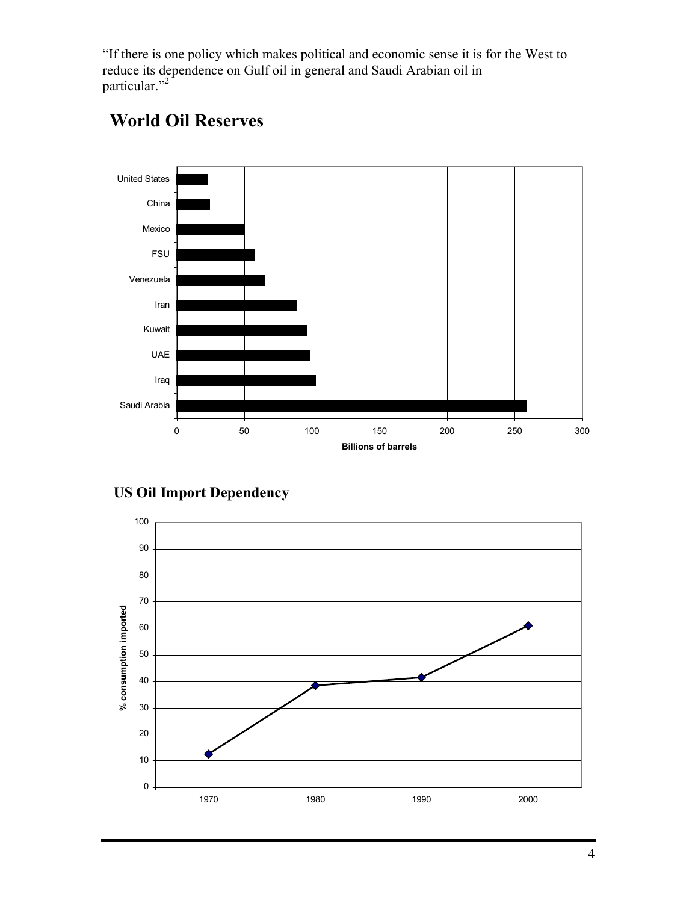"If there is one policy which makes political and economic sense it is for the West to reduce its dependence on Gulf oil in general and Saudi Arabian oil in particular."[2]

## World Oil Reserves

## US Oil Import Dependency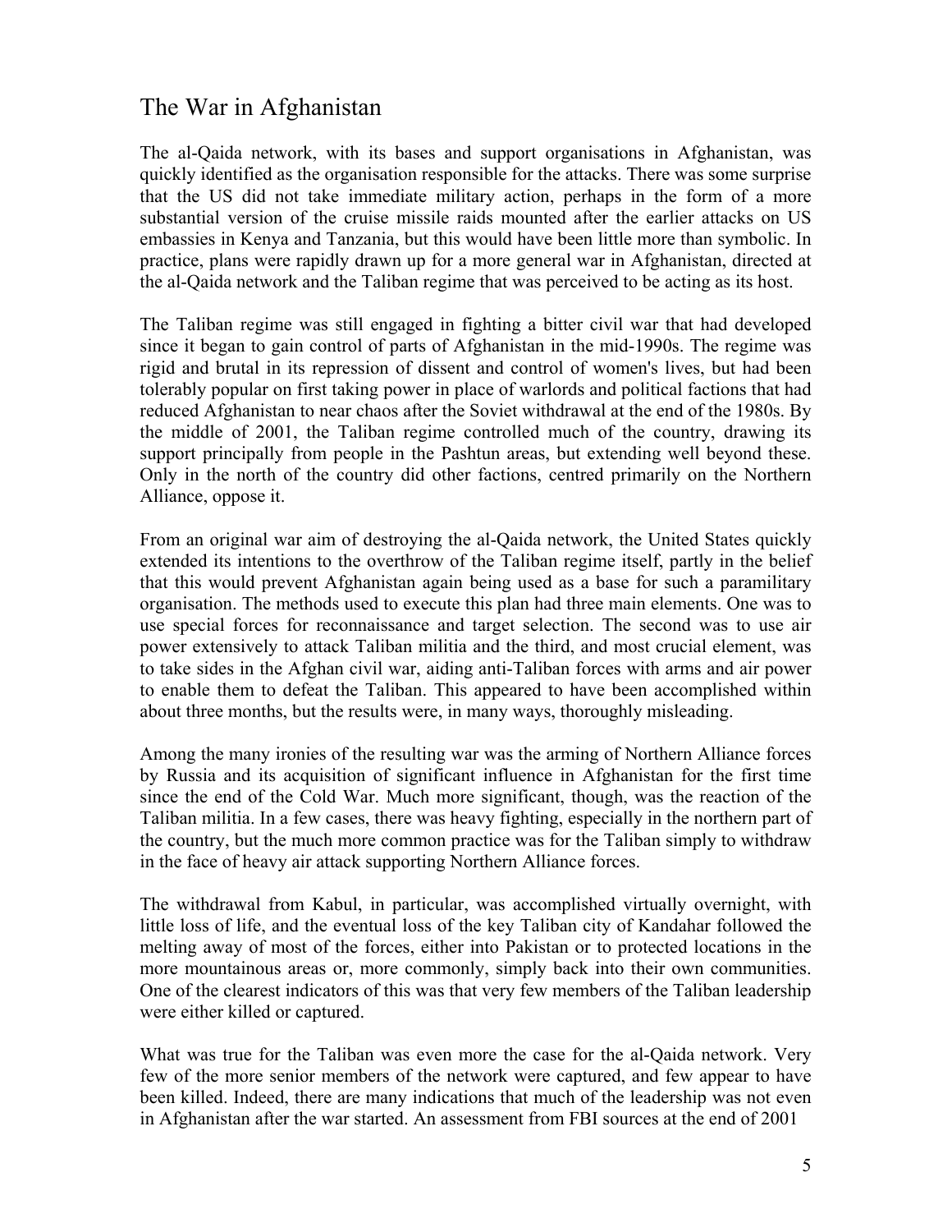## The War in Afghanistan

The al-Qaida network, with its bases and support organisations in Afghanistan, was quickly identified as the organisation responsible for the attacks. There was some surprise that the US did not take immediate military action, perhaps in the form of a more substantial version of the cruise missile raids mounted after the earlier attacks on US embassies in Kenya and Tanzania, but this would have been little more than symbolic. In practice, plans were rapidly drawn up for a more general war in Afghanistan, directed at the al-Qaida network and the Taliban regime that was perceived to be acting as its host.

The Taliban regime was still engaged in fighting a bitter civil war that had developed since it began to gain control of parts of Afghanistan in the mid-1990s. The regime was rigid and brutal in its repression of dissent and control of women's lives, but had been tolerably popular on first taking power in place of warlords and political factions that had reduced Afghanistan to near chaos after the Soviet withdrawal at the end of the 1980s. By the middle of 2001, the Taliban regime controlled much of the country, drawing its support principally from people in the Pashtun areas, but extending well beyond these. Only in the north of the country did other factions, centred primarily on the Northern Alliance, oppose it.

From an original war aim of destroying the al-Qaida network, the United States quickly extended its intentions to the overthrow of the Taliban regime itself, partly in the belief that this would prevent Afghanistan again being used as a base for such a paramilitary organisation. The methods used to execute this plan had three main elements. One was to use special forces for reconnaissance and target selection. The second was to use air power extensively to attack Taliban militia and the third, and most crucial element, was to take sides in the Afghan civil war, aiding anti-Taliban forces with arms and air power to enable them to defeat the Taliban. This appeared to have been accomplished within about three months, but the results were, in many ways, thoroughly misleading.

Among the many ironies of the resulting war was the arming of Northern Alliance forces by Russia and its acquisition of significant influence in Afghanistan for the first time since the end of the Cold War. Much more significant, though, was the reaction of the Taliban militia. In a few cases, there was heavy fighting, especially in the northern part of the country, but the much more common practice was for the Taliban simply to withdraw in the face of heavy air attack supporting Northern Alliance forces.

The withdrawal from Kabul, in particular, was accomplished virtually overnight, with little loss of life, and the eventual loss of the key Taliban city of Kandahar followed the melting away of most of the forces, either into Pakistan or to protected locations in the more mountainous areas or, more commonly, simply back into their own communities. One of the clearest indicators of this was that very few members of the Taliban leadership were either killed or captured.

What was true for the Taliban was even more the case for the al-Qaida network. Very few of the more senior members of the network were captured, and few appear to have been killed. Indeed, there are many indications that much of the leadership was not even in Afghanistan after the war started. An assessment from FBI sources at the end of 2001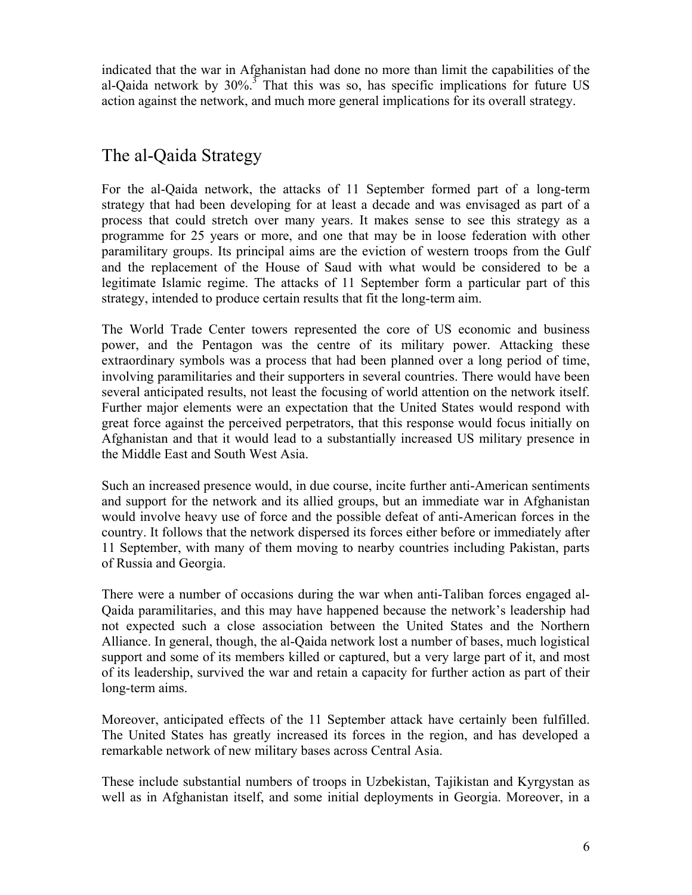indicated that the war in Afghanistan had done no more than limit the capabilities of the al-Qaida network by 30%.[3] That this was so, has specific implications for future US action against the network, and much more general implications for its overall strategy.

## The al-Qaida Strategy

For the al-Qaida network, the attacks of 11 September formed part of a long-term strategy that had been developing for at least a decade and was envisaged as part of a process that could stretch over many years. It makes sense to see this strategy as a programme for 25 years or more, and one that may be in loose federation with other paramilitary groups. Its principal aims are the eviction of western troops from the Gulf and the replacement of the House of Saud with what would be considered to be a legitimate Islamic regime. The attacks of 11 September form a particular part of this strategy, intended to produce certain results that fit the long-term aim.

The World Trade Center towers represented the core of US economic and business power, and the Pentagon was the centre of its military power. Attacking these extraordinary symbols was a process that had been planned over a long period of time, involving paramilitaries and their supporters in several countries. There would have been several anticipated results, not least the focusing of world attention on the network itself. Further major elements were an expectation that the United States would respond with great force against the perceived perpetrators, that this response would focus initially on Afghanistan and that it would lead to a substantially increased US military presence in the Middle East and South West Asia.

Such an increased presence would, in due course, incite further anti-American sentiments and support for the network and its allied groups, but an immediate war in Afghanistan would involve heavy use of force and the possible defeat of anti-American forces in the country. It follows that the network dispersed its forces either before or immediately after 11 September, with many of them moving to nearby countries including Pakistan, parts of Russia and Georgia.

There were a number of occasions during the war when anti-Taliban forces engaged al-Qaida paramilitaries, and this may have happened because the network's leadership had not expected such a close association between the United States and the Northern Alliance. In general, though, the al-Qaida network lost a number of bases, much logistical support and some of its members killed or captured, but a very large part of it, and most of its leadership, survived the war and retain a capacity for further action as part of their long-term aims.

Moreover, anticipated effects of the 11 September attack have certainly been fulfilled. The United States has greatly increased its forces in the region, and has developed a remarkable network of new military bases across Central Asia.

These include substantial numbers of troops in Uzbekistan, Tajikistan and Kyrgystan as well as in Afghanistan itself, and some initial deployments in Georgia. Moreover, in a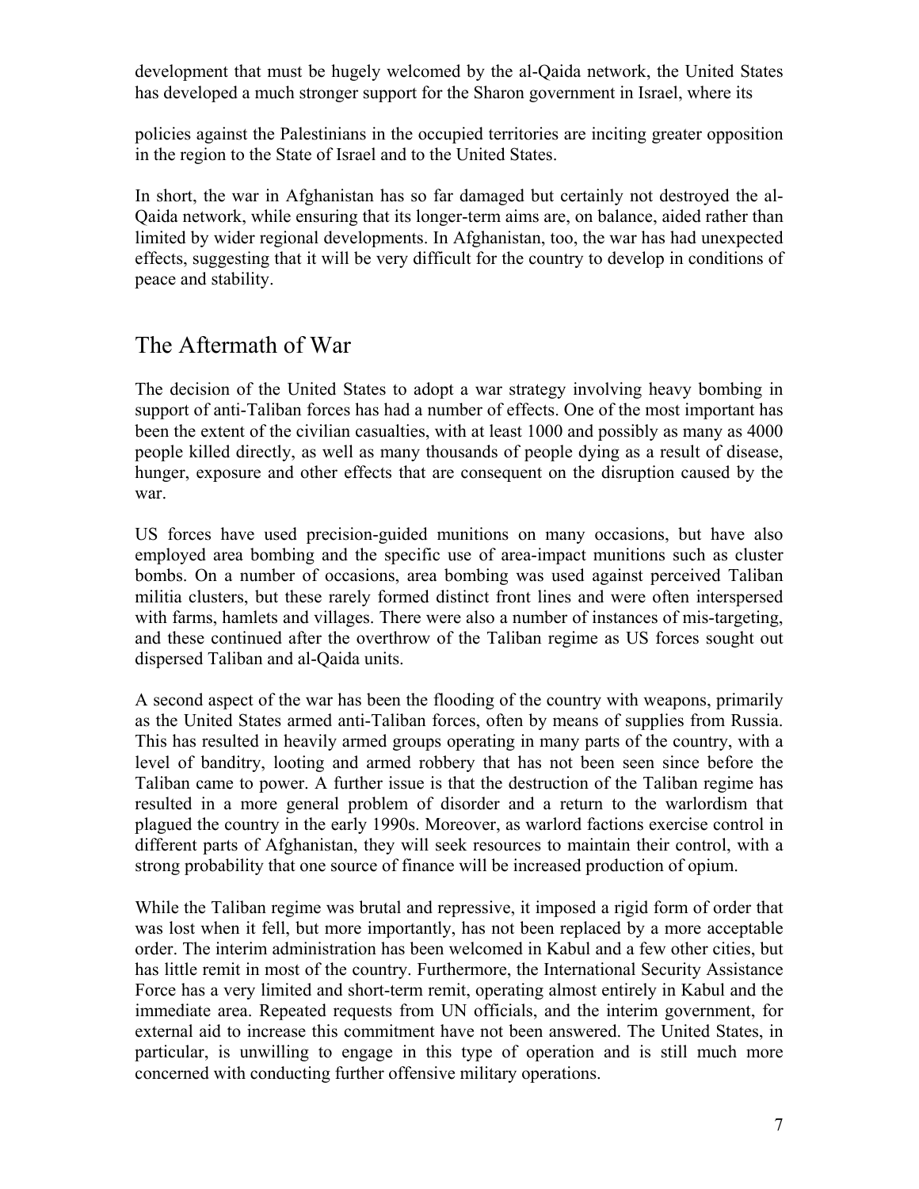development that must be hugely welcomed by the al-Qaida network, the United States has developed a much stronger support for the Sharon government in Israel, where its

policies against the Palestinians in the occupied territories are inciting greater opposition in the region to the State of Israel and to the United States.

In short, the war in Afghanistan has so far damaged but certainly not destroyed the al-Qaida network, while ensuring that its longer-term aims are, on balance, aided rather than limited by wider regional developments. In Afghanistan, too, the war has had unexpected effects, suggesting that it will be very difficult for the country to develop in conditions of peace and stability.

## The Aftermath of War

The decision of the United States to adopt a war strategy involving heavy bombing in support of anti-Taliban forces has had a number of effects. One of the most important has been the extent of the civilian casualties, with at least 1000 and possibly as many as 4000 people killed directly, as well as many thousands of people dying as a result of disease, hunger, exposure and other effects that are consequent on the disruption caused by the war.

US forces have used precision-guided munitions on many occasions, but have also employed area bombing and the specific use of area-impact munitions such as cluster bombs. On a number of occasions, area bombing was used against perceived Taliban militia clusters, but these rarely formed distinct front lines and were often interspersed with farms, hamlets and villages. There were also a number of instances of mis-targeting, and these continued after the overthrow of the Taliban regime as US forces sought out dispersed Taliban and al-Qaida units.

A second aspect of the war has been the flooding of the country with weapons, primarily as the United States armed anti-Taliban forces, often by means of supplies from Russia. This has resulted in heavily armed groups operating in many parts of the country, with a level of banditry, looting and armed robbery that has not been seen since before the Taliban came to power. A further issue is that the destruction of the Taliban regime has resulted in a more general problem of disorder and a return to the warlordism that plagued the country in the early 1990s. Moreover, as warlord factions exercise control in different parts of Afghanistan, they will seek resources to maintain their control, with a strong probability that one source of finance will be increased production of opium.

While the Taliban regime was brutal and repressive, it imposed a rigid form of order that was lost when it fell, but more importantly, has not been replaced by a more acceptable order. The interim administration has been welcomed in Kabul and a few other cities, but has little remit in most of the country. Furthermore, the International Security Assistance Force has a very limited and short-term remit, operating almost entirely in Kabul and the immediate area. Repeated requests from UN officials, and the interim government, for external aid to increase this commitment have not been answered. The United States, in particular, is unwilling to engage in this type of operation and is still much more concerned with conducting further offensive military operations.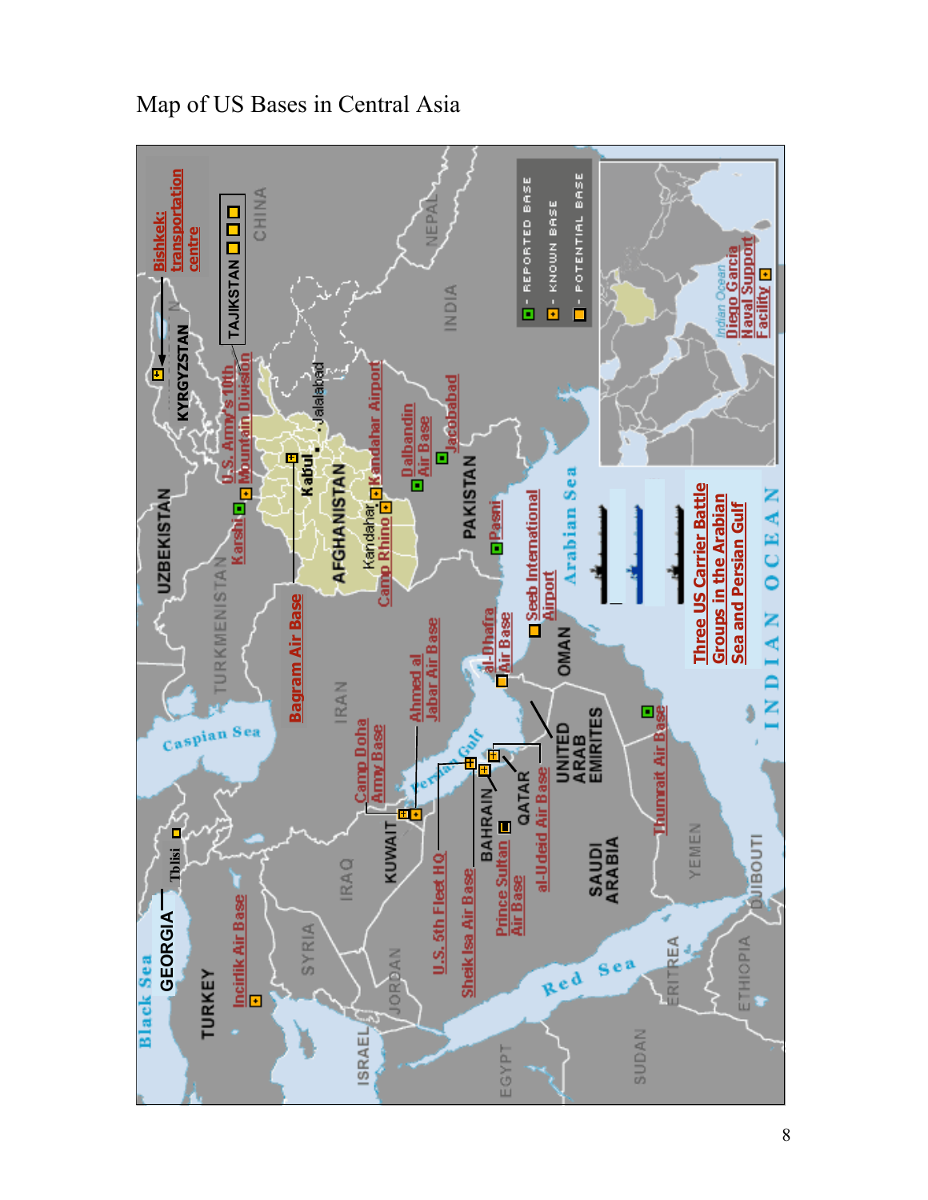# Map of US Bases in Central Asia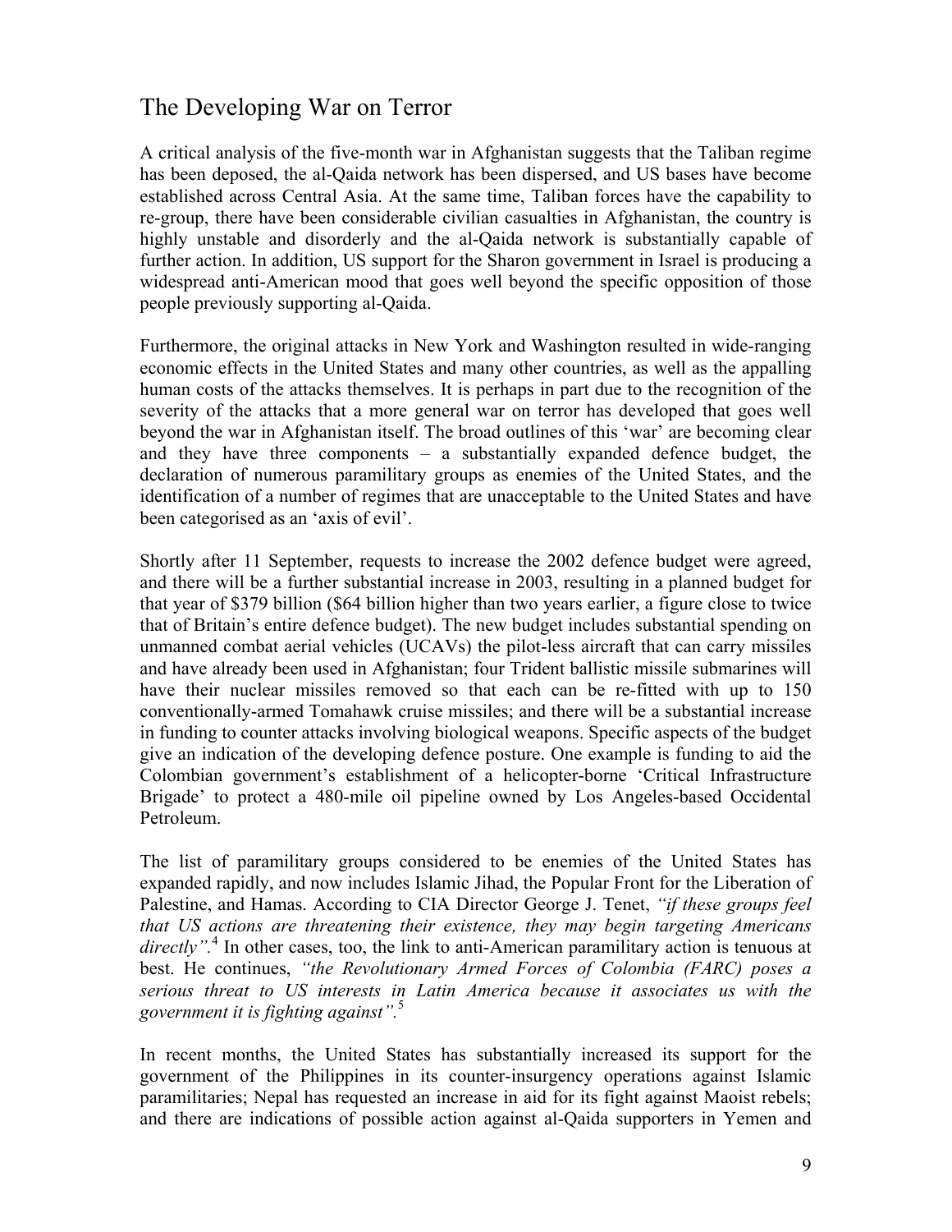## The Developing War on Terror

A critical analysis of the five-month war in Afghanistan suggests that the Taliban regime has been deposed, the al-Qaida network has been dispersed, and US bases have become established across Central Asia. At the same time, Taliban forces have the capability to re-group, there have been considerable civilian casualties in Afghanistan, the country is highly unstable and disorderly and the al-Qaida network is substantially capable of further action. In addition, US support for the Sharon government in Israel is producing a widespread anti-American mood that goes well beyond the specific opposition of those people previously supporting al-Qaida.

Furthermore, the original attacks in New York and Washington resulted in wide-ranging economic effects in the United States and many other countries, as well as the appalling human costs of the attacks themselves. It is perhaps in part due to the recognition of the severity of the attacks that a more general war on terror has developed that goes well beyond the war in Afghanistan itself. The broad outlines of this 'war' are becoming clear and they have three components – a substantially expanded defence budget, the declaration of numerous paramilitary groups as enemies of the United States, and the identification of a number of regimes that are unacceptable to the United States and have been categorised as an 'axis of evil'.

Shortly after 11 September, requests to increase the 2002 defence budget were agreed, and there will be a further substantial increase in 2003, resulting in a planned budget for that year of $379 billion ($64 billion higher than two years earlier, a figure close to twice that of Britain's entire defence budget). The new budget includes substantial spending on unmanned combat aerial vehicles (UCAVs) the pilot-less aircraft that can carry missiles and have already been used in Afghanistan; four Trident ballistic missile submarines will have their nuclear missiles removed so that each can be re-fitted with up to 150 conventionally-armed Tomahawk cruise missiles; and there will be a substantial increase in funding to counter attacks involving biological weapons. Specific aspects of the budget give an indication of the developing defence posture. One example is funding to aid the Colombian government's establishment of a helicopter-borne 'Critical Infrastructure Brigade' to protect a 480-mile oil pipeline owned by Los Angeles-based Occidental Petroleum.

The list of paramilitary groups considered to be enemies of the United States has expanded rapidly, and now includes Islamic Jihad, the Popular Front for the Liberation of Palestine, and Hamas. According to CIA Director George J. Tenet, *"if these groups feel that US actions are threatening their existence, they may begin targeting Americans directly".*[4] In other cases, too, the link to anti-American paramilitary action is tenuous at best. He continues, *"the Revolutionary Armed Forces of Colombia (FARC) poses a serious threat to US interests in Latin America because it associates us with the government it is fighting against".*[5]

In recent months, the United States has substantially increased its support for the government of the Philippines in its counter-insurgency operations against Islamic paramilitaries; Nepal has requested an increase in aid for its fight against Maoist rebels; and there are indications of possible action against al-Qaida supporters in Yemen and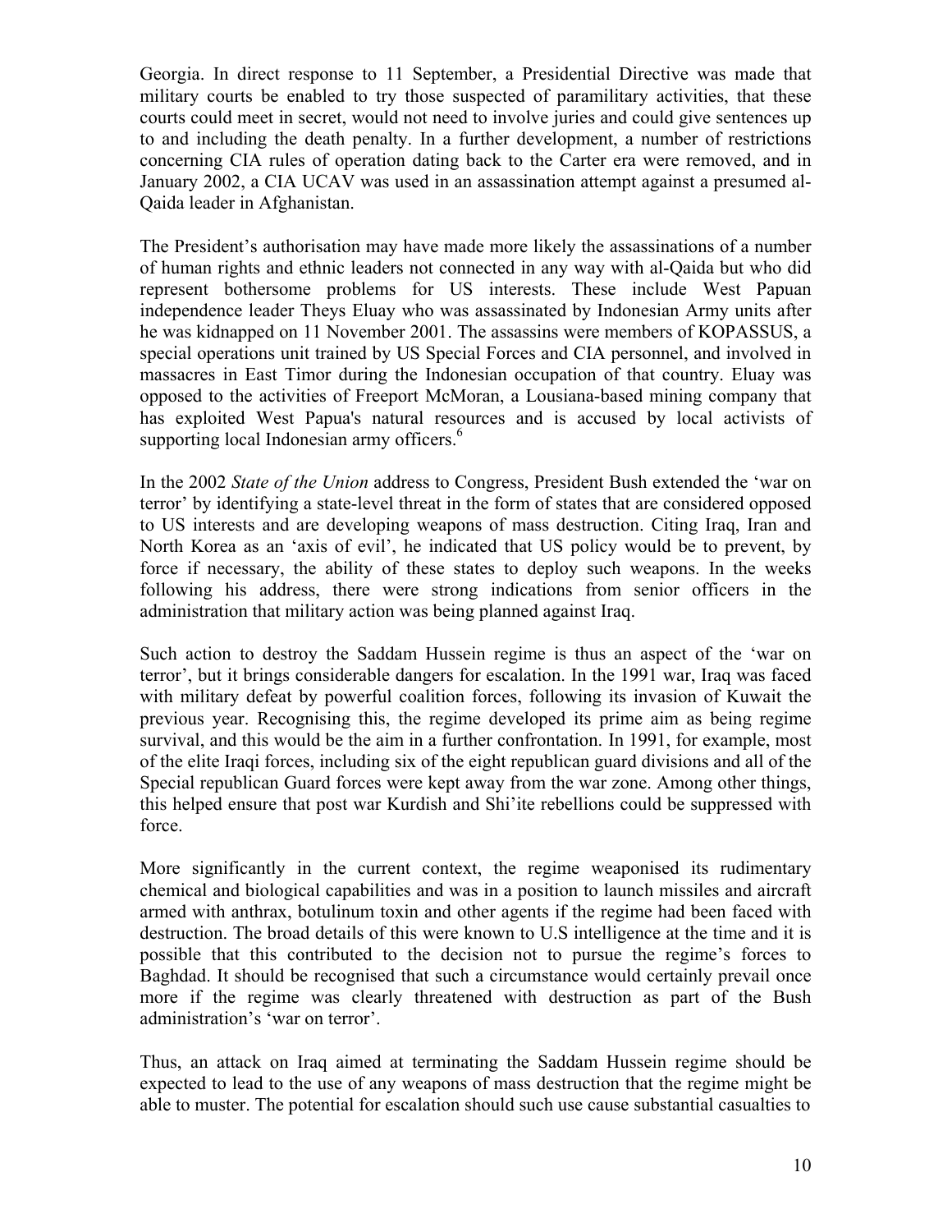Georgia. In direct response to 11 September, a Presidential Directive was made that military courts be enabled to try those suspected of paramilitary activities, that these courts could meet in secret, would not need to involve juries and could give sentences up to and including the death penalty. In a further development, a number of restrictions concerning CIA rules of operation dating back to the Carter era were removed, and in January 2002, a CIA UCAV was used in an assassination attempt against a presumed al-Qaida leader in Afghanistan.

The President's authorisation may have made more likely the assassinations of a number of human rights and ethnic leaders not connected in any way with al-Qaida but who did represent bothersome problems for US interests. These include West Papuan independence leader Theys Eluay who was assassinated by Indonesian Army units after he was kidnapped on 11 November 2001. The assassins were members of KOPASSUS, a special operations unit trained by US Special Forces and CIA personnel, and involved in massacres in East Timor during the Indonesian occupation of that country. Eluay was opposed to the activities of Freeport McMoran, a Lousiana-based mining company that has exploited West Papua's natural resources and is accused by local activists of supporting local Indonesian army officers.[6]

In the 2002 *State of the Union* address to Congress, President Bush extended the 'war on terror' by identifying a state-level threat in the form of states that are considered opposed to US interests and are developing weapons of mass destruction. Citing Iraq, Iran and North Korea as an 'axis of evil', he indicated that US policy would be to prevent, by force if necessary, the ability of these states to deploy such weapons. In the weeks following his address, there were strong indications from senior officers in the administration that military action was being planned against Iraq.

Such action to destroy the Saddam Hussein regime is thus an aspect of the 'war on terror', but it brings considerable dangers for escalation. In the 1991 war, Iraq was faced with military defeat by powerful coalition forces, following its invasion of Kuwait the previous year. Recognising this, the regime developed its prime aim as being regime survival, and this would be the aim in a further confrontation. In 1991, for example, most of the elite Iraqi forces, including six of the eight republican guard divisions and all of the Special republican Guard forces were kept away from the war zone. Among other things, this helped ensure that post war Kurdish and Shi'ite rebellions could be suppressed with force.

More significantly in the current context, the regime weaponised its rudimentary chemical and biological capabilities and was in a position to launch missiles and aircraft armed with anthrax, botulinum toxin and other agents if the regime had been faced with destruction. The broad details of this were known to U.S intelligence at the time and it is possible that this contributed to the decision not to pursue the regime's forces to Baghdad. It should be recognised that such a circumstance would certainly prevail once more if the regime was clearly threatened with destruction as part of the Bush administration's 'war on terror'.

Thus, an attack on Iraq aimed at terminating the Saddam Hussein regime should be expected to lead to the use of any weapons of mass destruction that the regime might be able to muster. The potential for escalation should such use cause substantial casualties to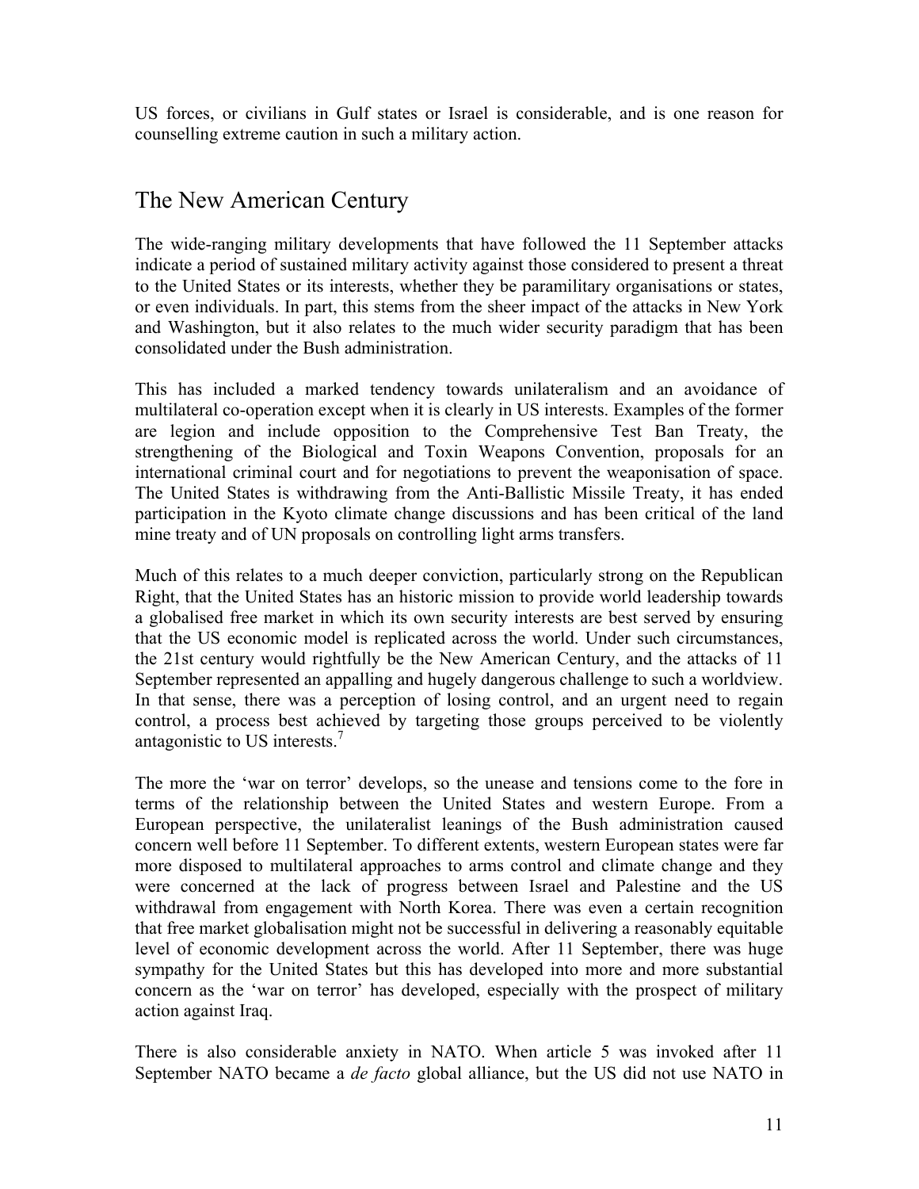US forces, or civilians in Gulf states or Israel is considerable, and is one reason for counselling extreme caution in such a military action.

## The New American Century

The wide-ranging military developments that have followed the 11 September attacks indicate a period of sustained military activity against those considered to present a threat to the United States or its interests, whether they be paramilitary organisations or states, or even individuals. In part, this stems from the sheer impact of the attacks in New York and Washington, but it also relates to the much wider security paradigm that has been consolidated under the Bush administration.

This has included a marked tendency towards unilateralism and an avoidance of multilateral co-operation except when it is clearly in US interests. Examples of the former are legion and include opposition to the Comprehensive Test Ban Treaty, the strengthening of the Biological and Toxin Weapons Convention, proposals for an international criminal court and for negotiations to prevent the weaponisation of space. The United States is withdrawing from the Anti-Ballistic Missile Treaty, it has ended participation in the Kyoto climate change discussions and has been critical of the land mine treaty and of UN proposals on controlling light arms transfers.

Much of this relates to a much deeper conviction, particularly strong on the Republican Right, that the United States has an historic mission to provide world leadership towards a globalised free market in which its own security interests are best served by ensuring that the US economic model is replicated across the world. Under such circumstances, the 21st century would rightfully be the New American Century, and the attacks of 11 September represented an appalling and hugely dangerous challenge to such a worldview. In that sense, there was a perception of losing control, and an urgent need to regain control, a process best achieved by targeting those groups perceived to be violently antagonistic to US interests.[7]

The more the 'war on terror' develops, so the unease and tensions come to the fore in terms of the relationship between the United States and western Europe. From a European perspective, the unilateralist leanings of the Bush administration caused concern well before 11 September. To different extents, western European states were far more disposed to multilateral approaches to arms control and climate change and they were concerned at the lack of progress between Israel and Palestine and the US withdrawal from engagement with North Korea. There was even a certain recognition that free market globalisation might not be successful in delivering a reasonably equitable level of economic development across the world. After 11 September, there was huge sympathy for the United States but this has developed into more and more substantial concern as the 'war on terror' has developed, especially with the prospect of military action against Iraq.

There is also considerable anxiety in NATO. When article 5 was invoked after 11 September NATO became a *de facto* global alliance, but the US did not use NATO in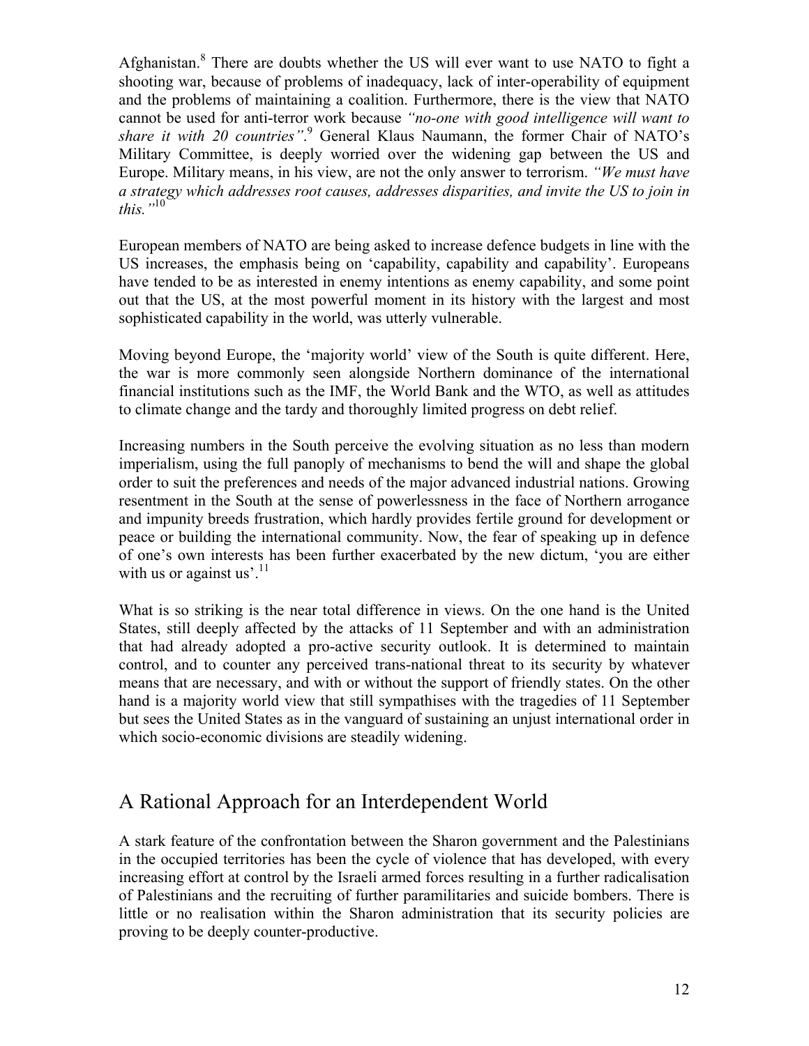Afghanistan.[8] There are doubts whether the US will ever want to use NATO to fight a shooting war, because of problems of inadequacy, lack of inter-operability of equipment and the problems of maintaining a coalition. Furthermore, there is the view that NATO cannot be used for anti-terror work because *"no-one with good intelligence will want to share it with 20 countries"*.[9] General Klaus Naumann, the former Chair of NATO's Military Committee, is deeply worried over the widening gap between the US and Europe. Military means, in his view, are not the only answer to terrorism. *"We must have a strategy which addresses root causes, addresses disparities, and invite the US to join in this."*[10]

European members of NATO are being asked to increase defence budgets in line with the US increases, the emphasis being on 'capability, capability and capability'. Europeans have tended to be as interested in enemy intentions as enemy capability, and some point out that the US, at the most powerful moment in its history with the largest and most sophisticated capability in the world, was utterly vulnerable.

Moving beyond Europe, the 'majority world' view of the South is quite different. Here, the war is more commonly seen alongside Northern dominance of the international financial institutions such as the IMF, the World Bank and the WTO, as well as attitudes to climate change and the tardy and thoroughly limited progress on debt relief.

Increasing numbers in the South perceive the evolving situation as no less than modern imperialism, using the full panoply of mechanisms to bend the will and shape the global order to suit the preferences and needs of the major advanced industrial nations. Growing resentment in the South at the sense of powerlessness in the face of Northern arrogance and impunity breeds frustration, which hardly provides fertile ground for development or peace or building the international community. Now, the fear of speaking up in defence of one's own interests has been further exacerbated by the new dictum, 'you are either with us or against us'.[11]

What is so striking is the near total difference in views. On the one hand is the United States, still deeply affected by the attacks of 11 September and with an administration that had already adopted a pro-active security outlook. It is determined to maintain control, and to counter any perceived trans-national threat to its security by whatever means that are necessary, and with or without the support of friendly states. On the other hand is a majority world view that still sympathises with the tragedies of 11 September but sees the United States as in the vanguard of sustaining an unjust international order in which socio-economic divisions are steadily widening.

## A Rational Approach for an Interdependent World

A stark feature of the confrontation between the Sharon government and the Palestinians in the occupied territories has been the cycle of violence that has developed, with every increasing effort at control by the Israeli armed forces resulting in a further radicalisation of Palestinians and the recruiting of further paramilitaries and suicide bombers. There is little or no realisation within the Sharon administration that its security policies are proving to be deeply counter-productive.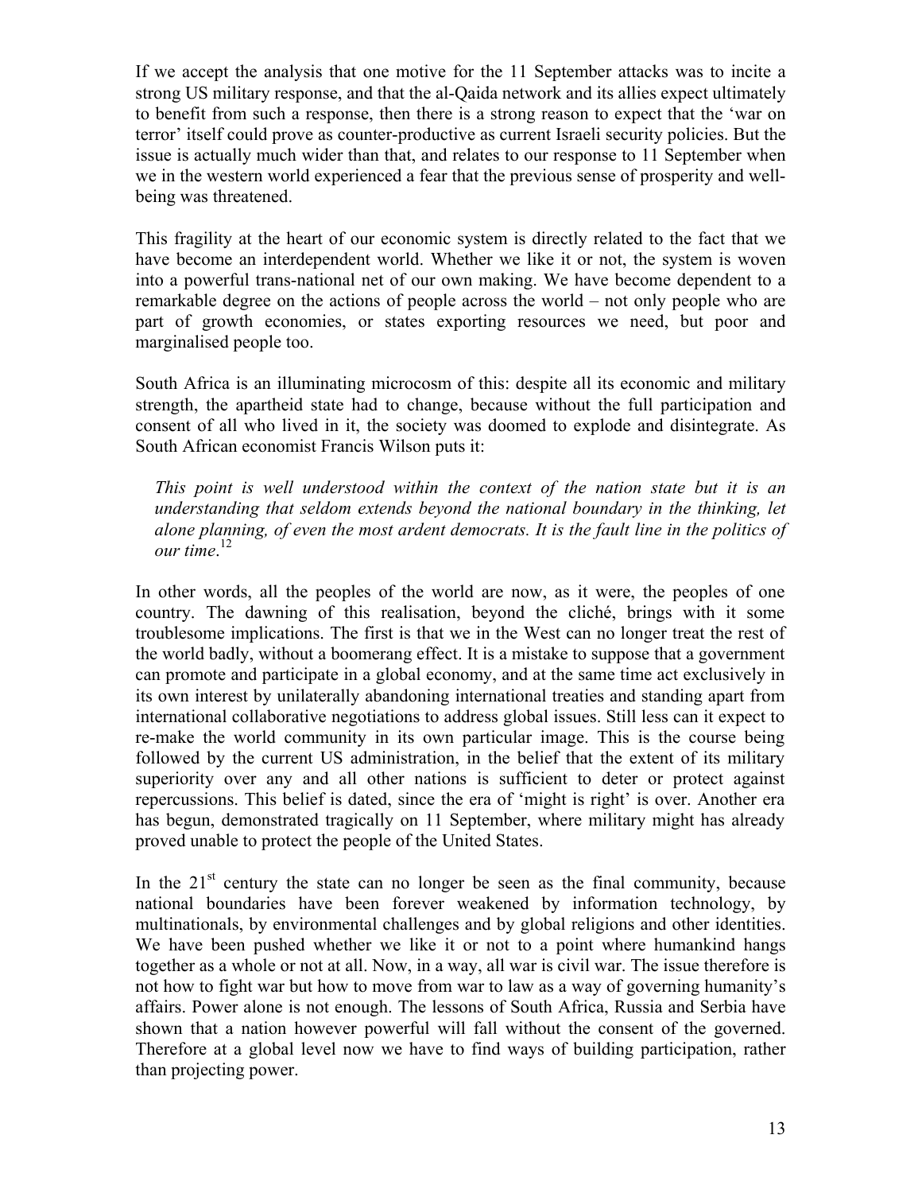If we accept the analysis that one motive for the 11 September attacks was to incite a strong US military response, and that the al-Qaida network and its allies expect ultimately to benefit from such a response, then there is a strong reason to expect that the 'war on terror' itself could prove as counter-productive as current Israeli security policies. But the issue is actually much wider than that, and relates to our response to 11 September when we in the western world experienced a fear that the previous sense of prosperity and well-being was threatened.

This fragility at the heart of our economic system is directly related to the fact that we have become an interdependent world. Whether we like it or not, the system is woven into a powerful trans-national net of our own making. We have become dependent to a remarkable degree on the actions of people across the world – not only people who are part of growth economies, or states exporting resources we need, but poor and marginalised people too.

South Africa is an illuminating microcosm of this: despite all its economic and military strength, the apartheid state had to change, because without the full participation and consent of all who lived in it, the society was doomed to explode and disintegrate. As South African economist Francis Wilson puts it:

> *This point is well understood within the context of the nation state but it is an understanding that seldom extends beyond the national boundary in the thinking, let alone planning, of even the most ardent democrats. It is the fault line in the politics of our time*.[12]

In other words, all the peoples of the world are now, as it were, the peoples of one country. The dawning of this realisation, beyond the cliché, brings with it some troublesome implications. The first is that we in the West can no longer treat the rest of the world badly, without a boomerang effect. It is a mistake to suppose that a government can promote and participate in a global economy, and at the same time act exclusively in its own interest by unilaterally abandoning international treaties and standing apart from international collaborative negotiations to address global issues. Still less can it expect to re-make the world community in its own particular image. This is the course being followed by the current US administration, in the belief that the extent of its military superiority over any and all other nations is sufficient to deter or protect against repercussions. This belief is dated, since the era of 'might is right' is over. Another era has begun, demonstrated tragically on 11 September, where military might has already proved unable to protect the people of the United States.

In the 21st century the state can no longer be seen as the final community, because national boundaries have been forever weakened by information technology, by multinationals, by environmental challenges and by global religions and other identities. We have been pushed whether we like it or not to a point where humankind hangs together as a whole or not at all. Now, in a way, all war is civil war. The issue therefore is not how to fight war but how to move from war to law as a way of governing humanity's affairs. Power alone is not enough. The lessons of South Africa, Russia and Serbia have shown that a nation however powerful will fall without the consent of the governed. Therefore at a global level now we have to find ways of building participation, rather than projecting power.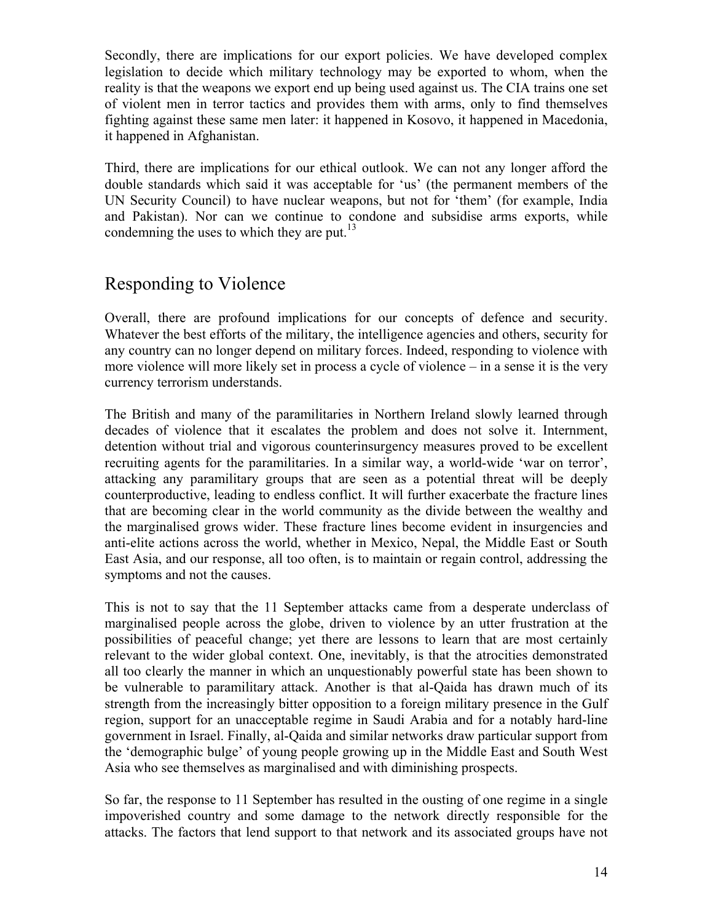Secondly, there are implications for our export policies. We have developed complex legislation to decide which military technology may be exported to whom, when the reality is that the weapons we export end up being used against us. The CIA trains one set of violent men in terror tactics and provides them with arms, only to find themselves fighting against these same men later: it happened in Kosovo, it happened in Macedonia, it happened in Afghanistan.

Third, there are implications for our ethical outlook. We can not any longer afford the double standards which said it was acceptable for 'us' (the permanent members of the UN Security Council) to have nuclear weapons, but not for 'them' (for example, India and Pakistan). Nor can we continue to condone and subsidise arms exports, while condemning the uses to which they are put.[13]

## Responding to Violence

Overall, there are profound implications for our concepts of defence and security. Whatever the best efforts of the military, the intelligence agencies and others, security for any country can no longer depend on military forces. Indeed, responding to violence with more violence will more likely set in process a cycle of violence – in a sense it is the very currency terrorism understands.

The British and many of the paramilitaries in Northern Ireland slowly learned through decades of violence that it escalates the problem and does not solve it. Internment, detention without trial and vigorous counterinsurgency measures proved to be excellent recruiting agents for the paramilitaries. In a similar way, a world-wide 'war on terror', attacking any paramilitary groups that are seen as a potential threat will be deeply counterproductive, leading to endless conflict. It will further exacerbate the fracture lines that are becoming clear in the world community as the divide between the wealthy and the marginalised grows wider. These fracture lines become evident in insurgencies and anti-elite actions across the world, whether in Mexico, Nepal, the Middle East or South East Asia, and our response, all too often, is to maintain or regain control, addressing the symptoms and not the causes.

This is not to say that the 11 September attacks came from a desperate underclass of marginalised people across the globe, driven to violence by an utter frustration at the possibilities of peaceful change; yet there are lessons to learn that are most certainly relevant to the wider global context. One, inevitably, is that the atrocities demonstrated all too clearly the manner in which an unquestionably powerful state has been shown to be vulnerable to paramilitary attack. Another is that al-Qaida has drawn much of its strength from the increasingly bitter opposition to a foreign military presence in the Gulf region, support for an unacceptable regime in Saudi Arabia and for a notably hard-line government in Israel. Finally, al-Qaida and similar networks draw particular support from the 'demographic bulge' of young people growing up in the Middle East and South West Asia who see themselves as marginalised and with diminishing prospects.

So far, the response to 11 September has resulted in the ousting of one regime in a single impoverished country and some damage to the network directly responsible for the attacks. The factors that lend support to that network and its associated groups have not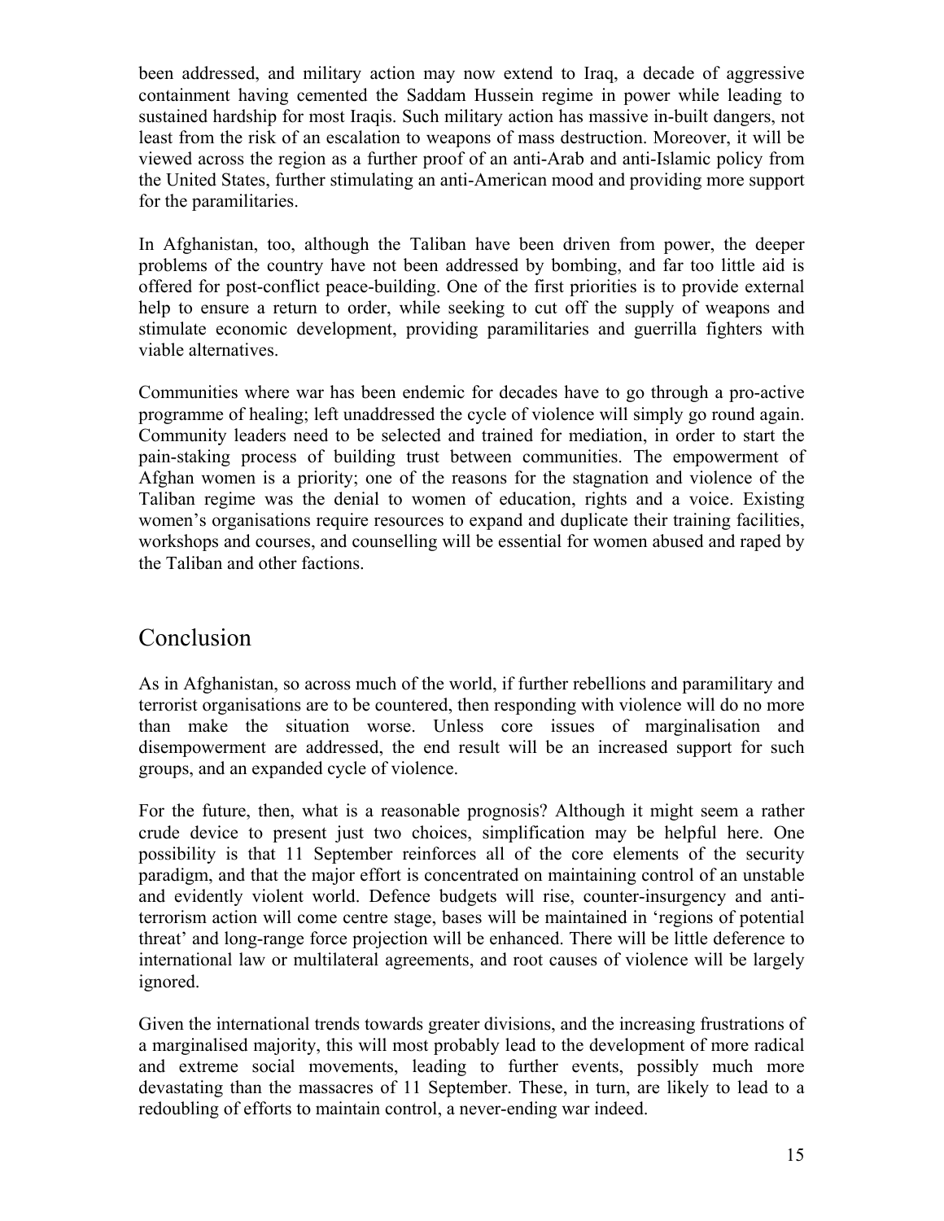been addressed, and military action may now extend to Iraq, a decade of aggressive containment having cemented the Saddam Hussein regime in power while leading to sustained hardship for most Iraqis. Such military action has massive in-built dangers, not least from the risk of an escalation to weapons of mass destruction. Moreover, it will be viewed across the region as a further proof of an anti-Arab and anti-Islamic policy from the United States, further stimulating an anti-American mood and providing more support for the paramilitaries.

In Afghanistan, too, although the Taliban have been driven from power, the deeper problems of the country have not been addressed by bombing, and far too little aid is offered for post-conflict peace-building. One of the first priorities is to provide external help to ensure a return to order, while seeking to cut off the supply of weapons and stimulate economic development, providing paramilitaries and guerrilla fighters with viable alternatives.

Communities where war has been endemic for decades have to go through a pro-active programme of healing; left unaddressed the cycle of violence will simply go round again. Community leaders need to be selected and trained for mediation, in order to start the pain-staking process of building trust between communities. The empowerment of Afghan women is a priority; one of the reasons for the stagnation and violence of the Taliban regime was the denial to women of education, rights and a voice. Existing women's organisations require resources to expand and duplicate their training facilities, workshops and courses, and counselling will be essential for women abused and raped by the Taliban and other factions.

## Conclusion

As in Afghanistan, so across much of the world, if further rebellions and paramilitary and terrorist organisations are to be countered, then responding with violence will do no more than make the situation worse. Unless core issues of marginalisation and disempowerment are addressed, the end result will be an increased support for such groups, and an expanded cycle of violence.

For the future, then, what is a reasonable prognosis? Although it might seem a rather crude device to present just two choices, simplification may be helpful here. One possibility is that 11 September reinforces all of the core elements of the security paradigm, and that the major effort is concentrated on maintaining control of an unstable and evidently violent world. Defence budgets will rise, counter-insurgency and anti-terrorism action will come centre stage, bases will be maintained in 'regions of potential threat' and long-range force projection will be enhanced. There will be little deference to international law or multilateral agreements, and root causes of violence will be largely ignored.

Given the international trends towards greater divisions, and the increasing frustrations of a marginalised majority, this will most probably lead to the development of more radical and extreme social movements, leading to further events, possibly much more devastating than the massacres of 11 September. These, in turn, are likely to lead to a redoubling of efforts to maintain control, a never-ending war indeed.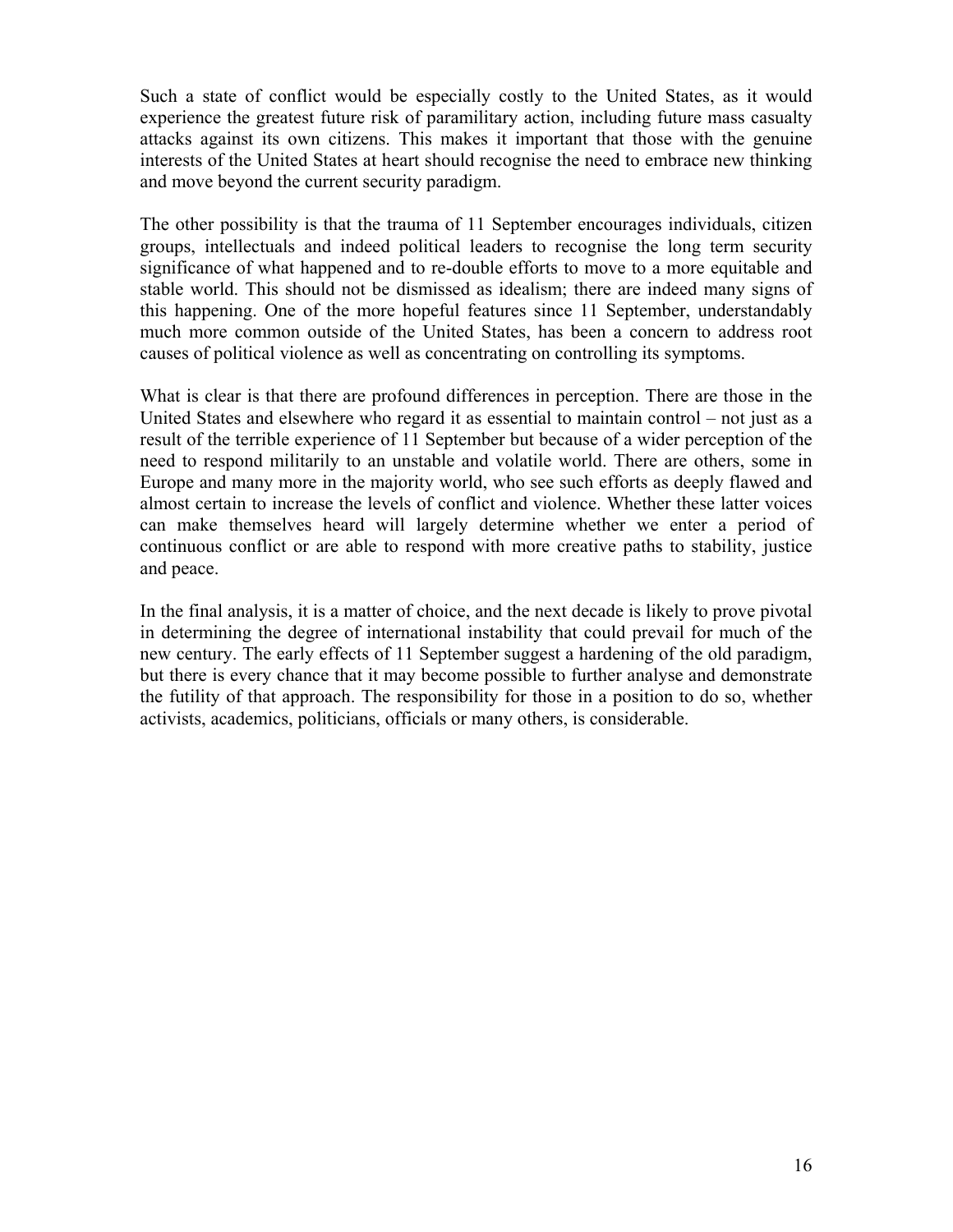Such a state of conflict would be especially costly to the United States, as it would experience the greatest future risk of paramilitary action, including future mass casualty attacks against its own citizens. This makes it important that those with the genuine interests of the United States at heart should recognise the need to embrace new thinking and move beyond the current security paradigm.

The other possibility is that the trauma of 11 September encourages individuals, citizen groups, intellectuals and indeed political leaders to recognise the long term security significance of what happened and to re-double efforts to move to a more equitable and stable world. This should not be dismissed as idealism; there are indeed many signs of this happening. One of the more hopeful features since 11 September, understandably much more common outside of the United States, has been a concern to address root causes of political violence as well as concentrating on controlling its symptoms.

What is clear is that there are profound differences in perception. There are those in the United States and elsewhere who regard it as essential to maintain control – not just as a result of the terrible experience of 11 September but because of a wider perception of the need to respond militarily to an unstable and volatile world. There are others, some in Europe and many more in the majority world, who see such efforts as deeply flawed and almost certain to increase the levels of conflict and violence. Whether these latter voices can make themselves heard will largely determine whether we enter a period of continuous conflict or are able to respond with more creative paths to stability, justice and peace.

In the final analysis, it is a matter of choice, and the next decade is likely to prove pivotal in determining the degree of international instability that could prevail for much of the new century. The early effects of 11 September suggest a hardening of the old paradigm, but there is every chance that it may become possible to further analyse and demonstrate the futility of that approach. The responsibility for those in a position to do so, whether activists, academics, politicians, officials or many others, is considerable.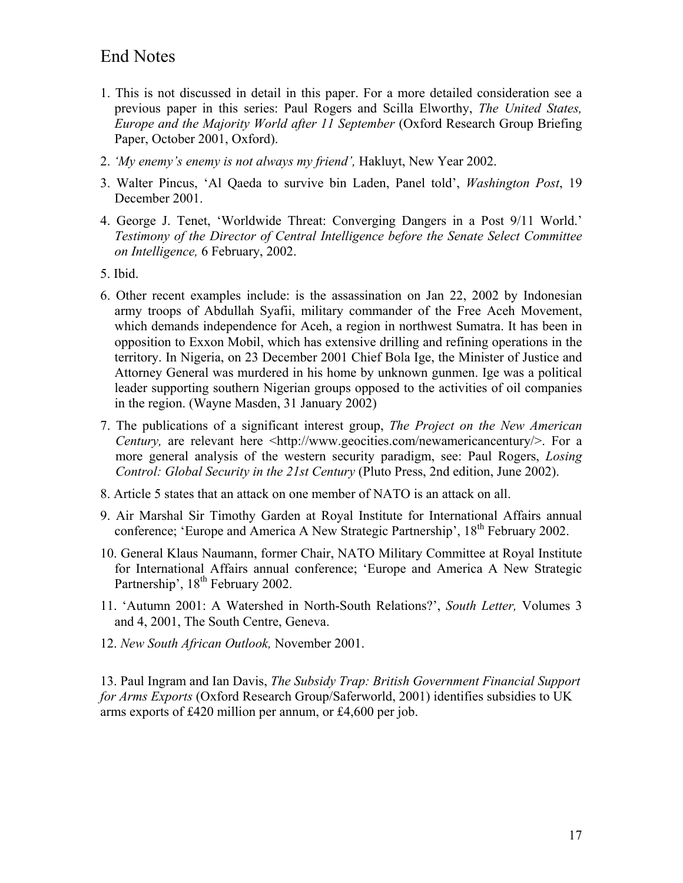# End Notes

1. This is not discussed in detail in this paper. For a more detailed consideration see a previous paper in this series: Paul Rogers and Scilla Elworthy, *The United States, Europe and the Majority World after 11 September* (Oxford Research Group Briefing Paper, October 2001, Oxford).
2. *'My enemy's enemy is not always my friend',* Hakluyt, New Year 2002.
3. Walter Pincus, 'Al Qaeda to survive bin Laden, Panel told', *Washington Post*, 19 December 2001.
4. George J. Tenet, 'Worldwide Threat: Converging Dangers in a Post 9/11 World.' *Testimony of the Director of Central Intelligence before the Senate Select Committee on Intelligence,* 6 February, 2002.
5. Ibid.
6. Other recent examples include: is the assassination on Jan 22, 2002 by Indonesian army troops of Abdullah Syafii, military commander of the Free Aceh Movement, which demands independence for Aceh, a region in northwest Sumatra. It has been in opposition to Exxon Mobil, which has extensive drilling and refining operations in the territory. In Nigeria, on 23 December 2001 Chief Bola Ige, the Minister of Justice and Attorney General was murdered in his home by unknown gunmen. Ige was a political leader supporting southern Nigerian groups opposed to the activities of oil companies in the region. (Wayne Masden, 31 January 2002)
7. The publications of a significant interest group, *The Project on the New American Century,* are relevant here <http://www.geocities.com/newamericancentury/>. For a more general analysis of the western security paradigm, see: Paul Rogers, *Losing Control: Global Security in the 21st Century* (Pluto Press, 2nd edition, June 2002).
8. Article 5 states that an attack on one member of NATO is an attack on all.
9. Air Marshal Sir Timothy Garden at Royal Institute for International Affairs annual conference; 'Europe and America A New Strategic Partnership', 18th February 2002.
10. General Klaus Naumann, former Chair, NATO Military Committee at Royal Institute for International Affairs annual conference; 'Europe and America A New Strategic Partnership', 18th February 2002.
11. 'Autumn 2001: A Watershed in North-South Relations?', *South Letter,* Volumes 3 and 4, 2001, The South Centre, Geneva.
12. *New South African Outlook,* November 2001.
13. Paul Ingram and Ian Davis, *The Subsidy Trap: British Government Financial Support for Arms Exports* (Oxford Research Group/Saferworld, 2001) identifies subsidies to UK arms exports of £420 million per annum, or £4,600 per job.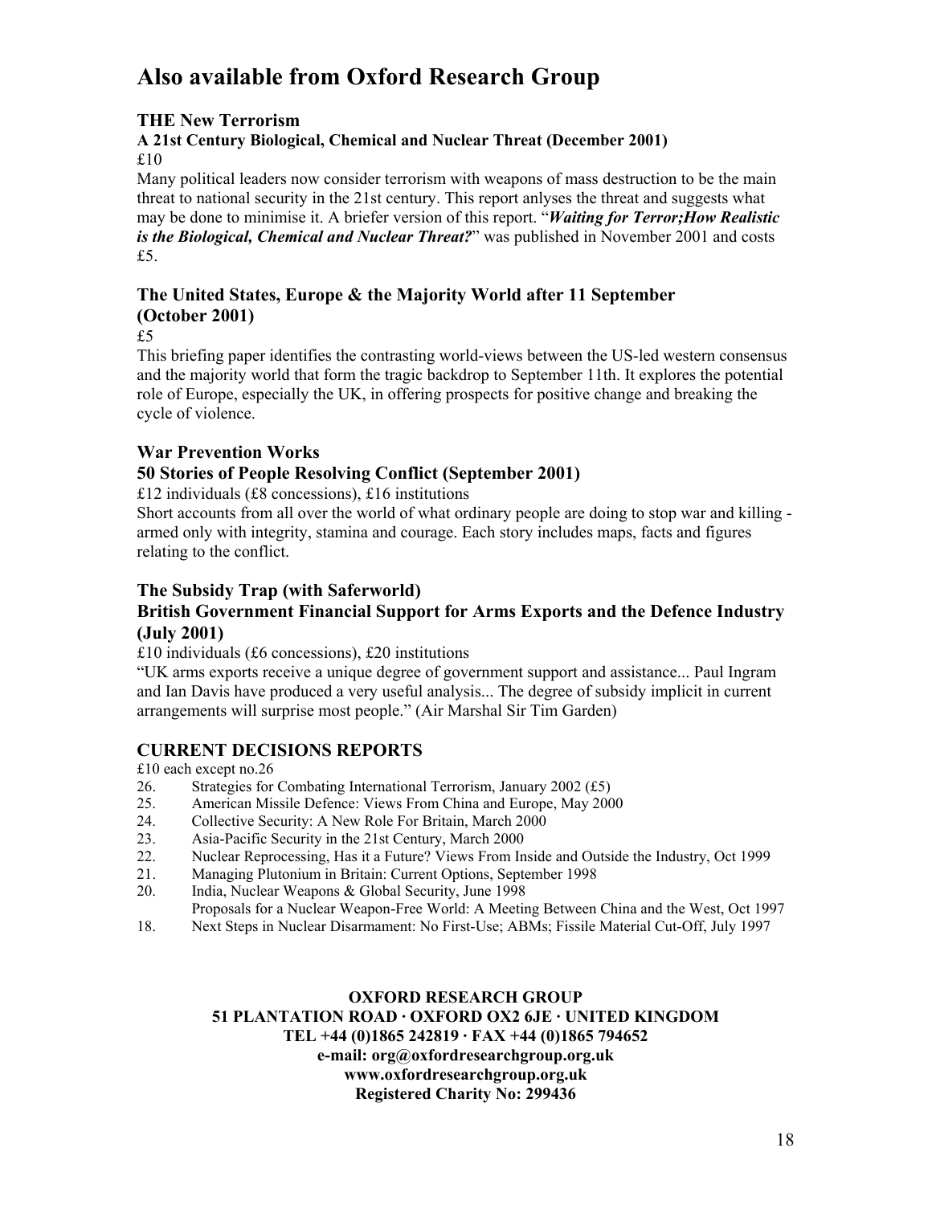# Also available from Oxford Research Group

### THE New Terrorism

**A 21st Century Biological, Chemical and Nuclear Threat (December 2001)**

£10

Many political leaders now consider terrorism with weapons of mass destruction to be the main threat to national security in the 21st century. This report anlyses the threat and suggests what may be done to minimise it. A briefer version of this report. "***Waiting for Terror;How Realistic is the Biological, Chemical and Nuclear Threat?***" was published in November 2001 and costs £5.

### The United States, Europe & the Majority World after 11 September (October 2001)

£5

This briefing paper identifies the contrasting world-views between the US-led western consensus and the majority world that form the tragic backdrop to September 11th. It explores the potential role of Europe, especially the UK, in offering prospects for positive change and breaking the cycle of violence.

### War Prevention Works

### 50 Stories of People Resolving Conflict (September 2001)

£12 individuals (£8 concessions), £16 institutions

Short accounts from all over the world of what ordinary people are doing to stop war and killing - armed only with integrity, stamina and courage. Each story includes maps, facts and figures relating to the conflict.

### The Subsidy Trap (with Saferworld)

### British Government Financial Support for Arms Exports and the Defence Industry (July 2001)

£10 individuals (£6 concessions), £20 institutions

"UK arms exports receive a unique degree of government support and assistance... Paul Ingram and Ian Davis have produced a very useful analysis... The degree of subsidy implicit in current arrangements will surprise most people." (Air Marshal Sir Tim Garden)

### CURRENT DECISIONS REPORTS

£10 each except no.26

26. Strategies for Combating International Terrorism, January 2002 (£5)
25. American Missile Defence: Views From China and Europe, May 2000
24. Collective Security: A New Role For Britain, March 2000
23. Asia-Pacific Security in the 21st Century, March 2000
22. Nuclear Reprocessing, Has it a Future? Views From Inside and Outside the Industry, Oct 1999
21. Managing Plutonium in Britain: Current Options, September 1998
20. India, Nuclear Weapons & Global Security, June 1998

    Proposals for a Nuclear Weapon-Free World: A Meeting Between China and the West, Oct 1997

18. Next Steps in Nuclear Disarmament: No First-Use; ABMs; Fissile Material Cut-Off, July 1997

**OXFORD RESEARCH GROUP**
**51 PLANTATION ROAD · OXFORD OX2 6JE · UNITED KINGDOM**
**TEL +44 (0)1865 242819 · FAX +44 (0)1865 794652**
**e-mail: org@oxfordresearchgroup.org.uk**
**www.oxfordresearchgroup.org.uk**
**Registered Charity No: 299436**